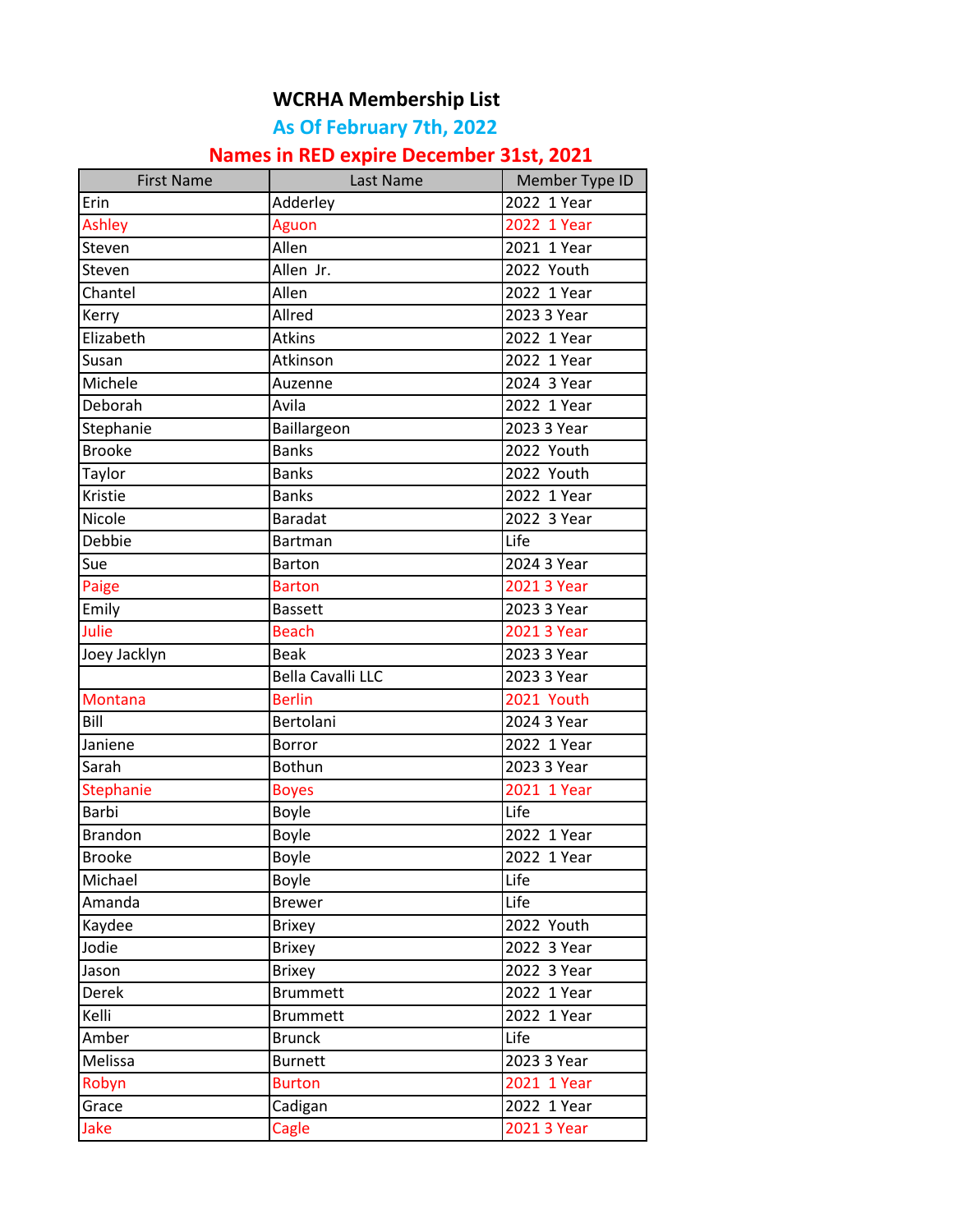# WCRHA Membership List

## As Of February 7th, 2022

## Names in RED expire December 31st, 2021

| First Name | Last Name | Member Type ID |
|---|---|---|
| Erin | Adderley | 2022 1 Year |
| Ashley | Aguon | 2022 1 Year |
| Steven | Allen | 2021 1 Year |
| Steven | Allen Jr. | 2022 Youth |
| Chantel | Allen | 2022 1 Year |
| Kerry | Allred | 2023 3 Year |
| Elizabeth | Atkins | 2022 1 Year |
| Susan | Atkinson | 2022 1 Year |
| Michele | Auzenne | 2024 3 Year |
| Deborah | Avila | 2022 1 Year |
| Stephanie | Baillargeon | 2023 3 Year |
| Brooke | Banks | 2022 Youth |
| Taylor | Banks | 2022 Youth |
| Kristie | Banks | 2022 1 Year |
| Nicole | Baradat | 2022 3 Year |
| Debbie | Bartman | Life |
| Sue | Barton | 2024 3 Year |
| Paige | Barton | 2021 3 Year |
| Emily | Bassett | 2023 3 Year |
| Julie | Beach | 2021 3 Year |
| Joey Jacklyn | Beak | 2023 3 Year |
| | Bella Cavalli LLC | 2023 3 Year |
| Montana | Berlin | 2021 Youth |
| Bill | Bertolani | 2024 3 Year |
| Janiene | Borror | 2022 1 Year |
| Sarah | Bothun | 2023 3 Year |
| Stephanie | Boyes | 2021 1 Year |
| Barbi | Boyle | Life |
| Brandon | Boyle | 2022 1 Year |
| Brooke | Boyle | 2022 1 Year |
| Michael | Boyle | Life |
| Amanda | Brewer | Life |
| Kaydee | Brixey | 2022 Youth |
| Jodie | Brixey | 2022 3 Year |
| Jason | Brixey | 2022 3 Year |
| Derek | Brummett | 2022 1 Year |
| Kelli | Brummett | 2022 1 Year |
| Amber | Brunck | Life |
| Melissa | Burnett | 2023 3 Year |
| Robyn | Burton | 2021 1 Year |
| Grace | Cadigan | 2022 1 Year |
| Jake | Cagle | 2021 3 Year |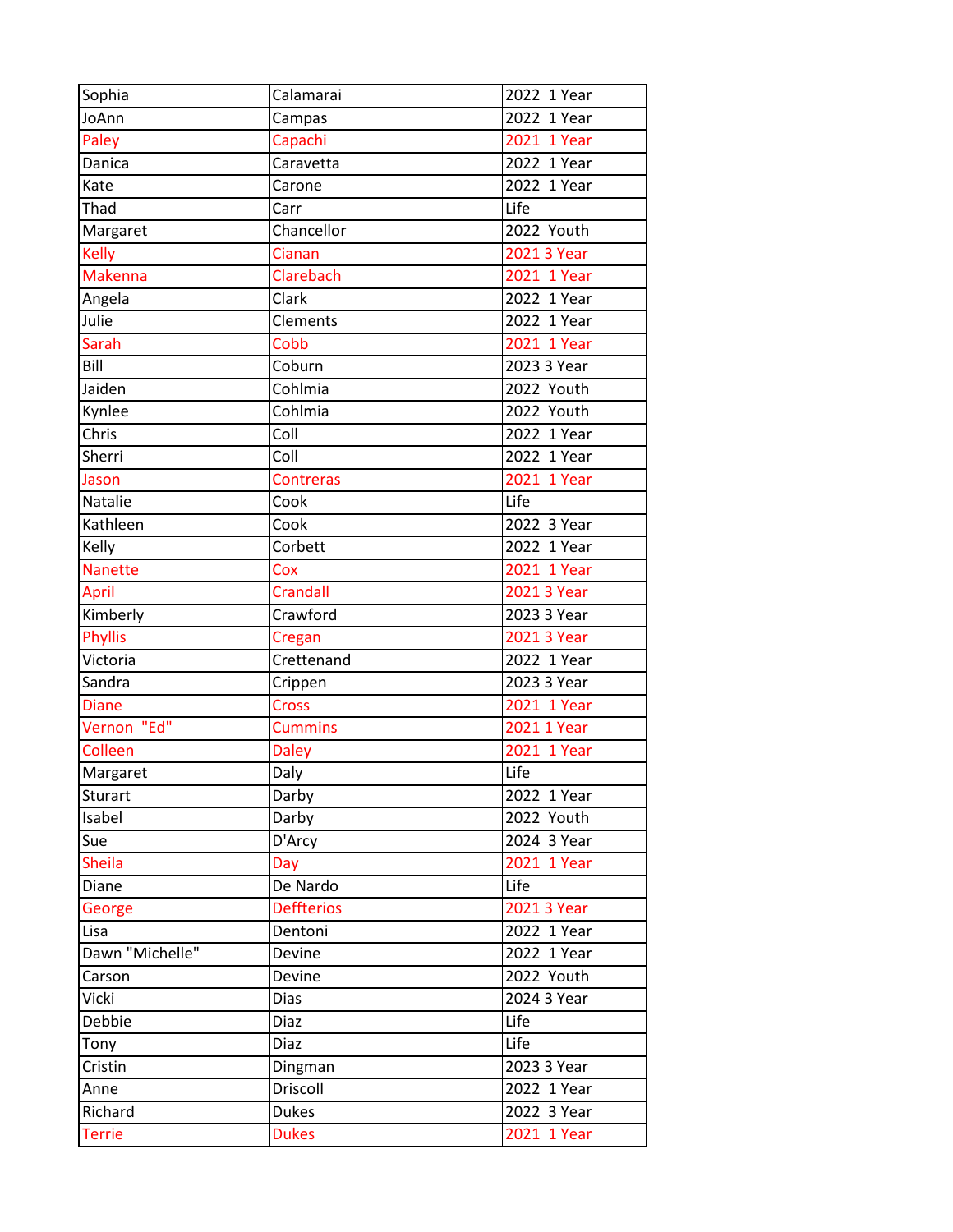| Sophia | Calamarai | 2022 1 Year |
|---|---|---|
| JoAnn | Campas | 2022 1 Year |
| Paley | Capachi | 2021 1 Year |
| Danica | Caravetta | 2022 1 Year |
| Kate | Carone | 2022 1 Year |
| Thad | Carr | Life |
| Margaret | Chancellor | 2022 Youth |
| Kelly | Cianan | 2021 3 Year |
| Makenna | Clarebach | 2021 1 Year |
| Angela | Clark | 2022 1 Year |
| Julie | Clements | 2022 1 Year |
| Sarah | Cobb | 2021 1 Year |
| Bill | Coburn | 2023 3 Year |
| Jaiden | Cohlmia | 2022 Youth |
| Kynlee | Cohlmia | 2022 Youth |
| Chris | Coll | 2022 1 Year |
| Sherri | Coll | 2022 1 Year |
| Jason | Contreras | 2021 1 Year |
| Natalie | Cook | Life |
| Kathleen | Cook | 2022 3 Year |
| Kelly | Corbett | 2022 1 Year |
| Nanette | Cox | 2021 1 Year |
| April | Crandall | 2021 3 Year |
| Kimberly | Crawford | 2023 3 Year |
| Phyllis | Cregan | 2021 3 Year |
| Victoria | Crettenand | 2022 1 Year |
| Sandra | Crippen | 2023 3 Year |
| Diane | Cross | 2021 1 Year |
| Vernon "Ed" | Cummins | 2021 1 Year |
| Colleen | Daley | 2021 1 Year |
| Margaret | Daly | Life |
| Sturart | Darby | 2022 1 Year |
| Isabel | Darby | 2022 Youth |
| Sue | D'Arcy | 2024 3 Year |
| Sheila | Day | 2021 1 Year |
| Diane | De Nardo | Life |
| George | Deffterios | 2021 3 Year |
| Lisa | Dentoni | 2022 1 Year |
| Dawn "Michelle" | Devine | 2022 1 Year |
| Carson | Devine | 2022 Youth |
| Vicki | Dias | 2024 3 Year |
| Debbie | Diaz | Life |
| Tony | Diaz | Life |
| Cristin | Dingman | 2023 3 Year |
| Anne | Driscoll | 2022 1 Year |
| Richard | Dukes | 2022 3 Year |
| Terrie | Dukes | 2021 1 Year |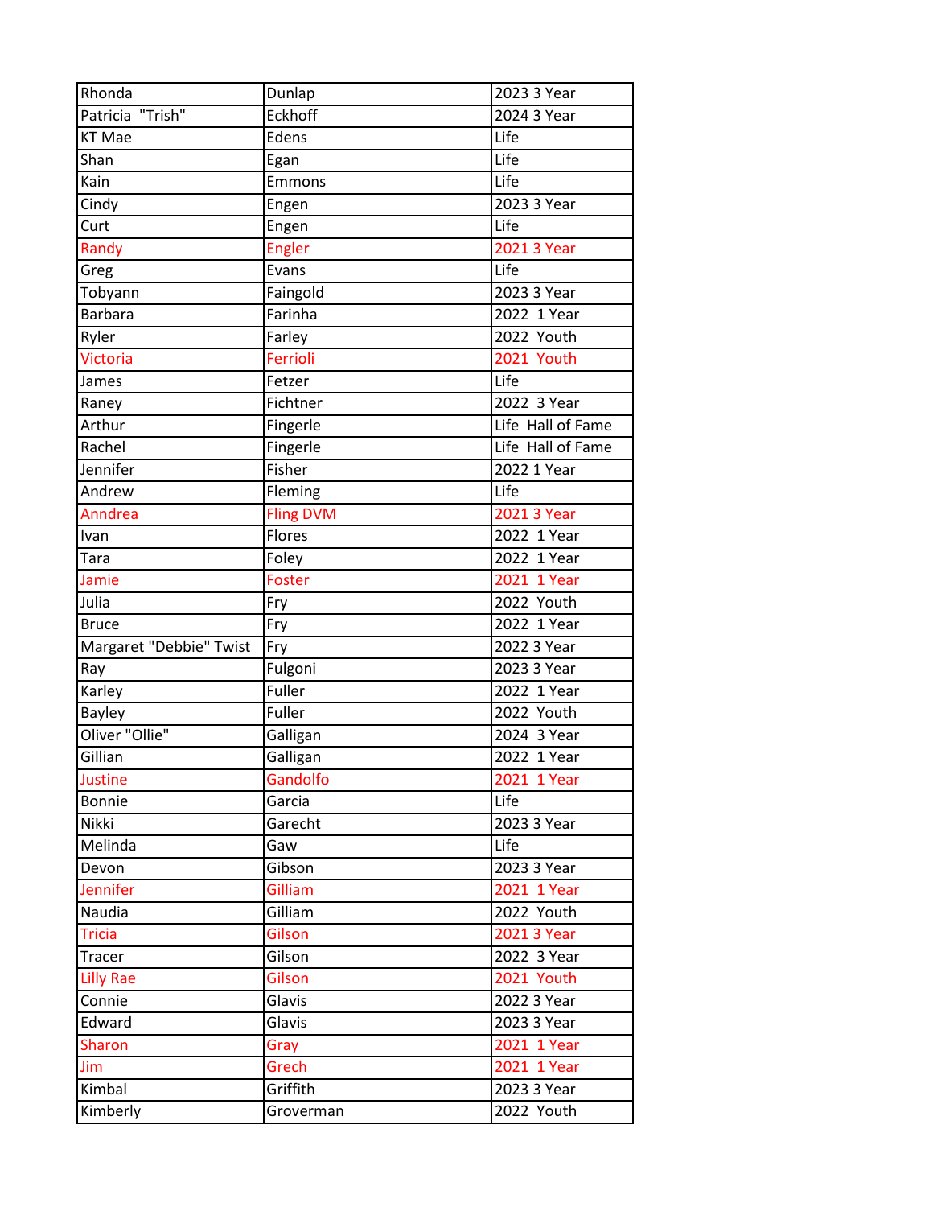| Rhonda | Dunlap | 2023 3 Year |
|---|---|---|
| Patricia "Trish" | Eckhoff | 2024 3 Year |
| KT Mae | Edens | Life |
| Shan | Egan | Life |
| Kain | Emmons | Life |
| Cindy | Engen | 2023 3 Year |
| Curt | Engen | Life |
| Randy | Engler | 2021 3 Year |
| Greg | Evans | Life |
| Tobyann | Faingold | 2023 3 Year |
| Barbara | Farinha | 2022 1 Year |
| Ryler | Farley | 2022 Youth |
| Victoria | Ferrioli | 2021 Youth |
| James | Fetzer | Life |
| Raney | Fichtner | 2022 3 Year |
| Arthur | Fingerle | Life Hall of Fame |
| Rachel | Fingerle | Life Hall of Fame |
| Jennifer | Fisher | 2022 1 Year |
| Andrew | Fleming | Life |
| Anndrea | Fling DVM | 2021 3 Year |
| Ivan | Flores | 2022 1 Year |
| Tara | Foley | 2022 1 Year |
| Jamie | Foster | 2021 1 Year |
| Julia | Fry | 2022 Youth |
| Bruce | Fry | 2022 1 Year |
| Margaret "Debbie" Twist | Fry | 2022 3 Year |
| Ray | Fulgoni | 2023 3 Year |
| Karley | Fuller | 2022 1 Year |
| Bayley | Fuller | 2022 Youth |
| Oliver "Ollie" | Galligan | 2024 3 Year |
| Gillian | Galligan | 2022 1 Year |
| Justine | Gandolfo | 2021 1 Year |
| Bonnie | Garcia | Life |
| Nikki | Garecht | 2023 3 Year |
| Melinda | Gaw | Life |
| Devon | Gibson | 2023 3 Year |
| Jennifer | Gilliam | 2021 1 Year |
| Naudia | Gilliam | 2022 Youth |
| Tricia | Gilson | 2021 3 Year |
| Tracer | Gilson | 2022 3 Year |
| Lilly Rae | Gilson | 2021 Youth |
| Connie | Glavis | 2022 3 Year |
| Edward | Glavis | 2023 3 Year |
| Sharon | Gray | 2021 1 Year |
| Jim | Grech | 2021 1 Year |
| Kimbal | Griffith | 2023 3 Year |
| Kimberly | Groverman | 2022 Youth |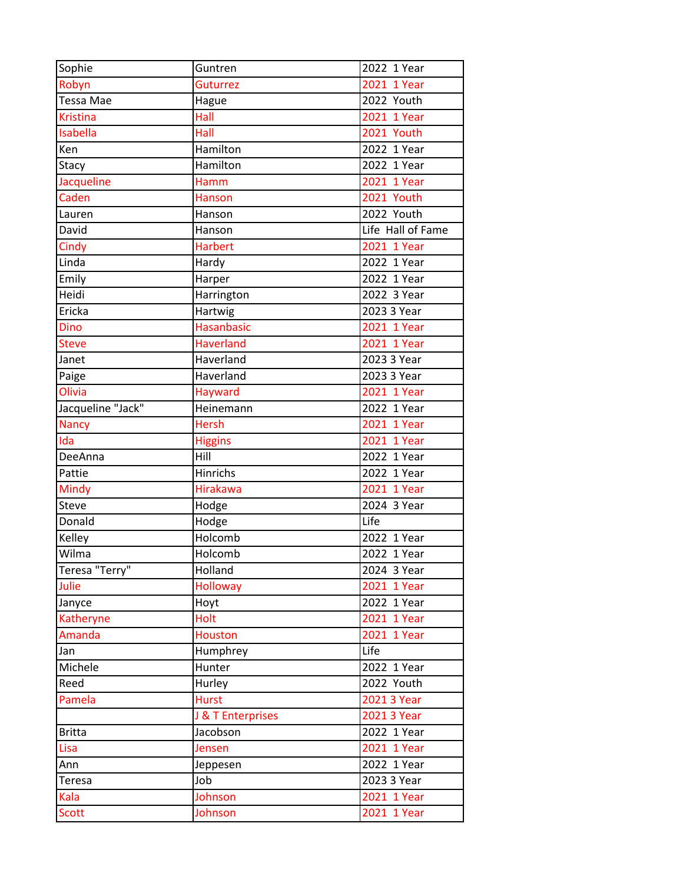| Sophie | Guntren | 2022 1 Year |
|---|---|---|
| Robyn | Guturrez | 2021 1 Year |
| Tessa Mae | Hague | 2022 Youth |
| Kristina | Hall | 2021 1 Year |
| Isabella | Hall | 2021 Youth |
| Ken | Hamilton | 2022 1 Year |
| Stacy | Hamilton | 2022 1 Year |
| Jacqueline | Hamm | 2021 1 Year |
| Caden | Hanson | 2021 Youth |
| Lauren | Hanson | 2022 Youth |
| David | Hanson | Life Hall of Fame |
| Cindy | Harbert | 2021 1 Year |
| Linda | Hardy | 2022 1 Year |
| Emily | Harper | 2022 1 Year |
| Heidi | Harrington | 2022 3 Year |
| Ericka | Hartwig | 2023 3 Year |
| Dino | Hasanbasic | 2021 1 Year |
| Steve | Haverland | 2021 1 Year |
| Janet | Haverland | 2023 3 Year |
| Paige | Haverland | 2023 3 Year |
| Olivia | Hayward | 2021 1 Year |
| Jacqueline "Jack" | Heinemann | 2022 1 Year |
| Nancy | Hersh | 2021 1 Year |
| Ida | Higgins | 2021 1 Year |
| DeeAnna | Hill | 2022 1 Year |
| Pattie | Hinrichs | 2022 1 Year |
| Mindy | Hirakawa | 2021 1 Year |
| Steve | Hodge | 2024 3 Year |
| Donald | Hodge | Life |
| Kelley | Holcomb | 2022 1 Year |
| Wilma | Holcomb | 2022 1 Year |
| Teresa "Terry" | Holland | 2024 3 Year |
| Julie | Holloway | 2021 1 Year |
| Janyce | Hoyt | 2022 1 Year |
| Katheryne | Holt | 2021 1 Year |
| Amanda | Houston | 2021 1 Year |
| Jan | Humphrey | Life |
| Michele | Hunter | 2022 1 Year |
| Reed | Hurley | 2022 Youth |
| Pamela | Hurst | 2021 3 Year |
| | J & T Enterprises | 2021 3 Year |
| Britta | Jacobson | 2022 1 Year |
| Lisa | Jensen | 2021 1 Year |
| Ann | Jeppesen | 2022 1 Year |
| Teresa | Job | 2023 3 Year |
| Kala | Johnson | 2021 1 Year |
| Scott | Johnson | 2021 1 Year |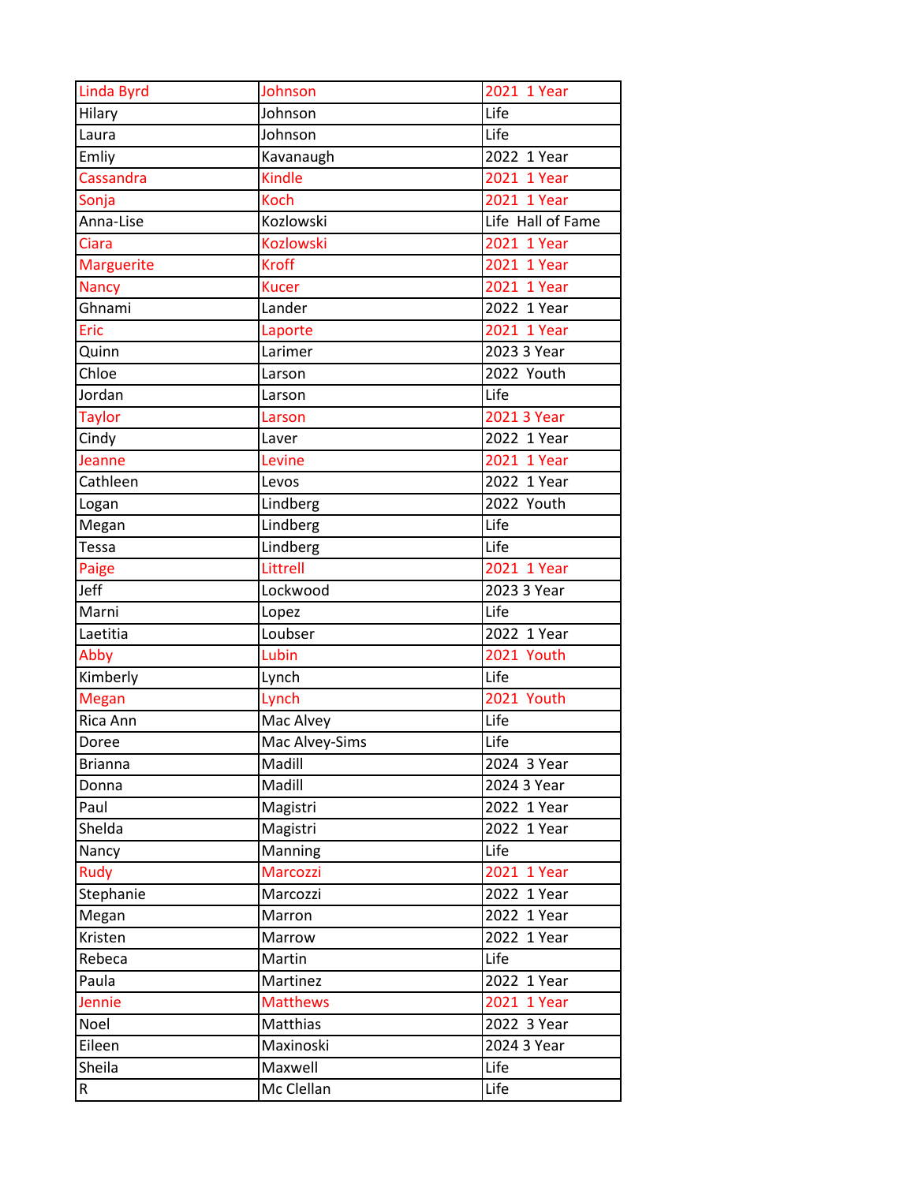| Linda Byrd | Johnson | 2021 1 Year |
|---|---|---|
| Hilary | Johnson | Life |
| Laura | Johnson | Life |
| Emliy | Kavanaugh | 2022 1 Year |
| Cassandra | Kindle | 2021 1 Year |
| Sonja | Koch | 2021 1 Year |
| Anna-Lise | Kozlowski | Life Hall of Fame |
| Ciara | Kozlowski | 2021 1 Year |
| Marguerite | Kroff | 2021 1 Year |
| Nancy | Kucer | 2021 1 Year |
| Ghnami | Lander | 2022 1 Year |
| Eric | Laporte | 2021 1 Year |
| Quinn | Larimer | 2023 3 Year |
| Chloe | Larson | 2022 Youth |
| Jordan | Larson | Life |
| Taylor | Larson | 2021 3 Year |
| Cindy | Laver | 2022 1 Year |
| Jeanne | Levine | 2021 1 Year |
| Cathleen | Levos | 2022 1 Year |
| Logan | Lindberg | 2022 Youth |
| Megan | Lindberg | Life |
| Tessa | Lindberg | Life |
| Paige | Littrell | 2021 1 Year |
| Jeff | Lockwood | 2023 3 Year |
| Marni | Lopez | Life |
| Laetitia | Loubser | 2022 1 Year |
| Abby | Lubin | 2021 Youth |
| Kimberly | Lynch | Life |
| Megan | Lynch | 2021 Youth |
| Rica Ann | Mac Alvey | Life |
| Doree | Mac Alvey-Sims | Life |
| Brianna | Madill | 2024 3 Year |
| Donna | Madill | 2024 3 Year |
| Paul | Magistri | 2022 1 Year |
| Shelda | Magistri | 2022 1 Year |
| Nancy | Manning | Life |
| Rudy | Marcozzi | 2021 1 Year |
| Stephanie | Marcozzi | 2022 1 Year |
| Megan | Marron | 2022 1 Year |
| Kristen | Marrow | 2022 1 Year |
| Rebeca | Martin | Life |
| Paula | Martinez | 2022 1 Year |
| Jennie | Matthews | 2021 1 Year |
| Noel | Matthias | 2022 3 Year |
| Eileen | Maxinoski | 2024 3 Year |
| Sheila | Maxwell | Life |
| R | Mc Clellan | Life |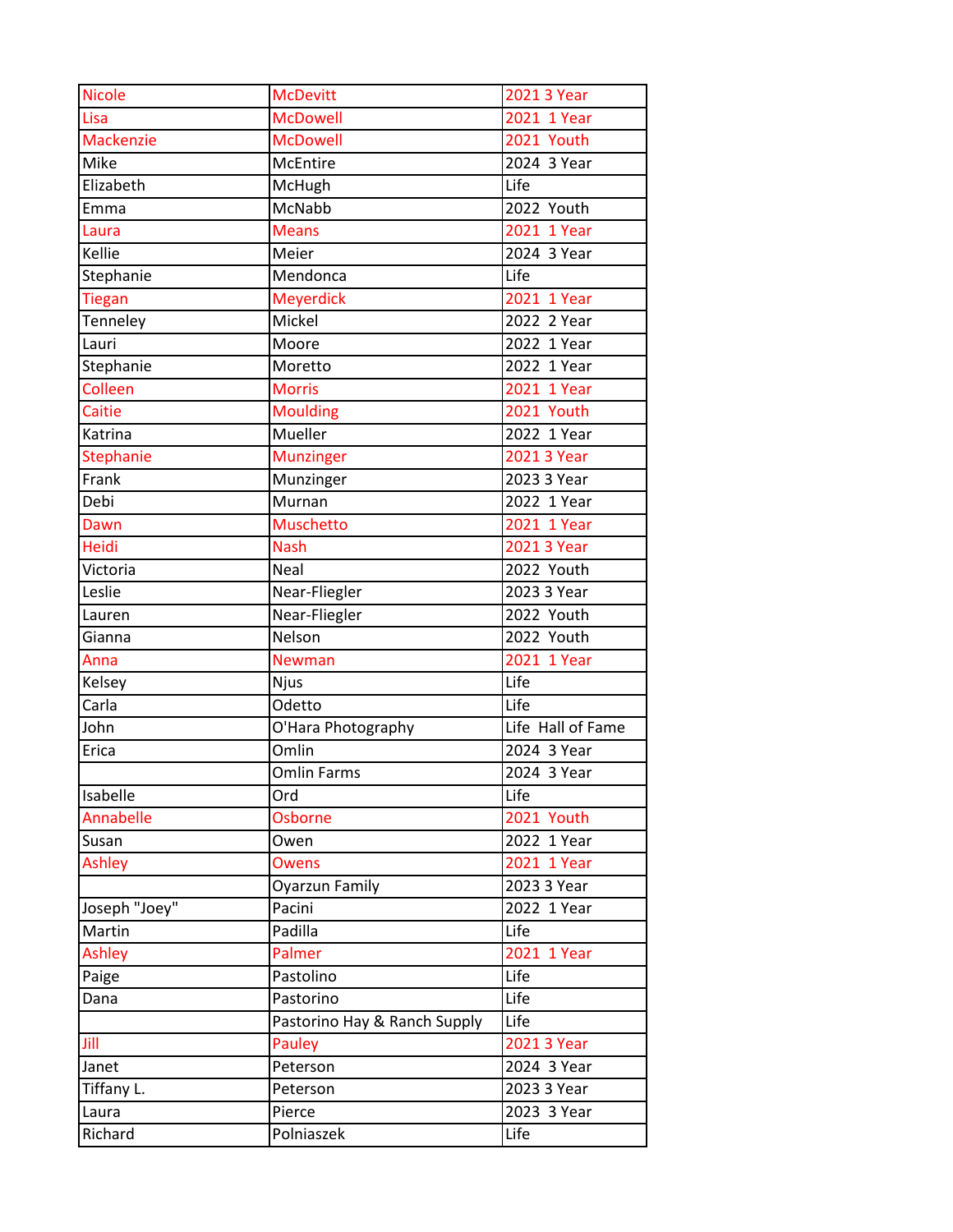| | | |
|---|---|---|
| Nicole | McDevitt | 2021 3 Year |
| Lisa | McDowell | 2021 1 Year |
| Mackenzie | McDowell | 2021 Youth |
| Mike | McEntire | 2024 3 Year |
| Elizabeth | McHugh | Life |
| Emma | McNabb | 2022 Youth |
| Laura | Means | 2021 1 Year |
| Kellie | Meier | 2024 3 Year |
| Stephanie | Mendonca | Life |
| Tiegan | Meyerdick | 2021 1 Year |
| Tenneley | Mickel | 2022 2 Year |
| Lauri | Moore | 2022 1 Year |
| Stephanie | Moretto | 2022 1 Year |
| Colleen | Morris | 2021 1 Year |
| Caitie | Moulding | 2021 Youth |
| Katrina | Mueller | 2022 1 Year |
| Stephanie | Munzinger | 2021 3 Year |
| Frank | Munzinger | 2023 3 Year |
| Debi | Murnan | 2022 1 Year |
| Dawn | Muschetto | 2021 1 Year |
| Heidi | Nash | 2021 3 Year |
| Victoria | Neal | 2022 Youth |
| Leslie | Near-Fliegler | 2023 3 Year |
| Lauren | Near-Fliegler | 2022 Youth |
| Gianna | Nelson | 2022 Youth |
| Anna | Newman | 2021 1 Year |
| Kelsey | Njus | Life |
| Carla | Odetto | Life |
| John | O'Hara Photography | Life Hall of Fame |
| Erica | Omlin | 2024 3 Year |
| | Omlin Farms | 2024 3 Year |
| Isabelle | Ord | Life |
| Annabelle | Osborne | 2021 Youth |
| Susan | Owen | 2022 1 Year |
| Ashley | Owens | 2021 1 Year |
| | Oyarzun Family | 2023 3 Year |
| Joseph "Joey" | Pacini | 2022 1 Year |
| Martin | Padilla | Life |
| Ashley | Palmer | 2021 1 Year |
| Paige | Pastolino | Life |
| Dana | Pastorino | Life |
| | Pastorino Hay & Ranch Supply | Life |
| Jill | Pauley | 2021 3 Year |
| Janet | Peterson | 2024 3 Year |
| Tiffany L. | Peterson | 2023 3 Year |
| Laura | Pierce | 2023 3 Year |
| Richard | Polniaszek | Life |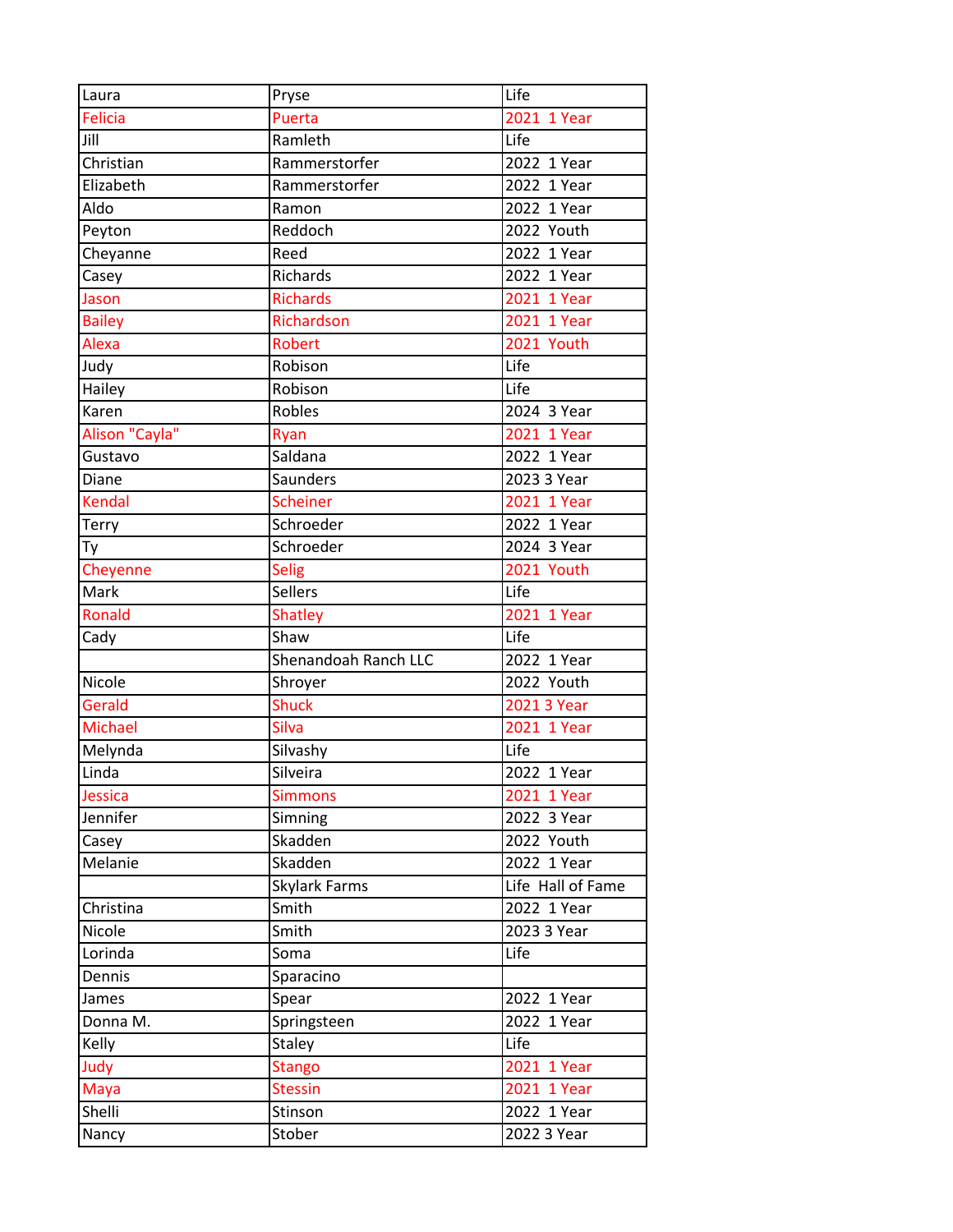| Laura | Pryse | Life |
|---|---|---|
| Felicia | Puerta | 2021 1 Year |
| Jill | Ramleth | Life |
| Christian | Rammerstorfer | 2022 1 Year |
| Elizabeth | Rammerstorfer | 2022 1 Year |
| Aldo | Ramon | 2022 1 Year |
| Peyton | Reddoch | 2022 Youth |
| Cheyanne | Reed | 2022 1 Year |
| Casey | Richards | 2022 1 Year |
| Jason | Richards | 2021 1 Year |
| Bailey | Richardson | 2021 1 Year |
| Alexa | Robert | 2021 Youth |
| Judy | Robison | Life |
| Hailey | Robison | Life |
| Karen | Robles | 2024 3 Year |
| Alison "Cayla" | Ryan | 2021 1 Year |
| Gustavo | Saldana | 2022 1 Year |
| Diane | Saunders | 2023 3 Year |
| Kendal | Scheiner | 2021 1 Year |
| Terry | Schroeder | 2022 1 Year |
| Ty | Schroeder | 2024 3 Year |
| Cheyenne | Selig | 2021 Youth |
| Mark | Sellers | Life |
| Ronald | Shatley | 2021 1 Year |
| Cady | Shaw | Life |
| | Shenandoah Ranch LLC | 2022 1 Year |
| Nicole | Shroyer | 2022 Youth |
| Gerald | Shuck | 2021 3 Year |
| Michael | Silva | 2021 1 Year |
| Melynda | Silvashy | Life |
| Linda | Silveira | 2022 1 Year |
| Jessica | Simmons | 2021 1 Year |
| Jennifer | Simning | 2022 3 Year |
| Casey | Skadden | 2022 Youth |
| Melanie | Skadden | 2022 1 Year |
| | Skylark Farms | Life Hall of Fame |
| Christina | Smith | 2022 1 Year |
| Nicole | Smith | 2023 3 Year |
| Lorinda | Soma | Life |
| Dennis | Sparacino | |
| James | Spear | 2022 1 Year |
| Donna M. | Springsteen | 2022 1 Year |
| Kelly | Staley | Life |
| Judy | Stango | 2021 1 Year |
| Maya | Stessin | 2021 1 Year |
| Shelli | Stinson | 2022 1 Year |
| Nancy | Stober | 2022 3 Year |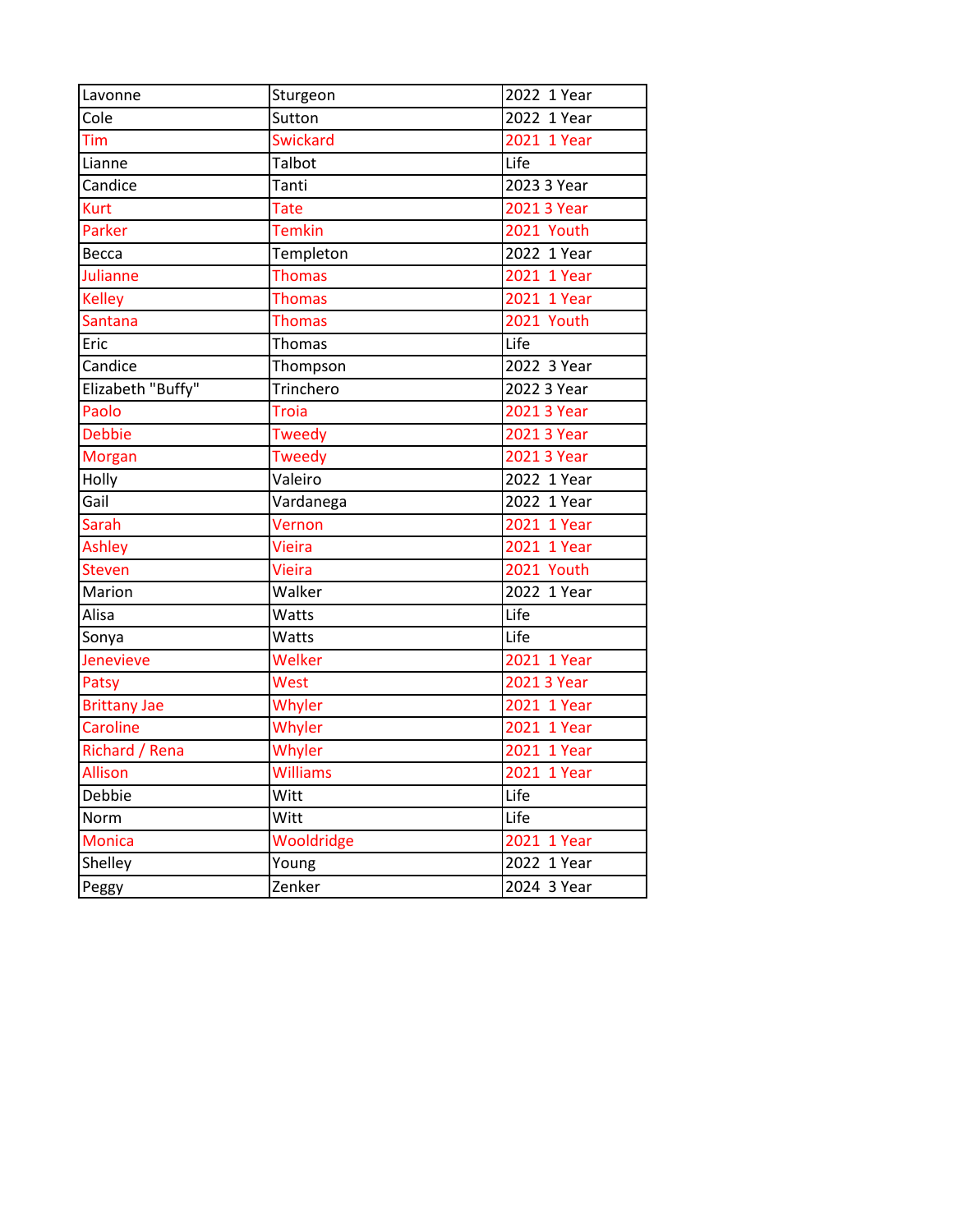| | | |
|---|---|---|
| Lavonne | Sturgeon | 2022  1 Year |
| Cole | Sutton | 2022  1 Year |
| Tim | Swickard | 2021  1 Year |
| Lianne | Talbot | Life |
| Candice | Tanti | 2023 3 Year |
| Kurt | Tate | 2021 3 Year |
| Parker | Temkin | 2021  Youth |
| Becca | Templeton | 2022  1 Year |
| Julianne | Thomas | 2021  1 Year |
| Kelley | Thomas | 2021  1 Year |
| Santana | Thomas | 2021  Youth |
| Eric | Thomas | Life |
| Candice | Thompson | 2022  3 Year |
| Elizabeth "Buffy" | Trinchero | 2022 3 Year |
| Paolo | Troia | 2021 3 Year |
| Debbie | Tweedy | 2021 3 Year |
| Morgan | Tweedy | 2021 3 Year |
| Holly | Valeiro | 2022  1 Year |
| Gail | Vardanega | 2022  1 Year |
| Sarah | Vernon | 2021  1 Year |
| Ashley | Vieira | 2021  1 Year |
| Steven | Vieira | 2021  Youth |
| Marion | Walker | 2022  1 Year |
| Alisa | Watts | Life |
| Sonya | Watts | Life |
| Jenevieve | Welker | 2021  1 Year |
| Patsy | West | 2021 3 Year |
| Brittany Jae | Whyler | 2021  1 Year |
| Caroline | Whyler | 2021  1 Year |
| Richard / Rena | Whyler | 2021  1 Year |
| Allison | Williams | 2021  1 Year |
| Debbie | Witt | Life |
| Norm | Witt | Life |
| Monica | Wooldridge | 2021  1 Year |
| Shelley | Young | 2022  1 Year |
| Peggy | Zenker | 2024  3 Year |